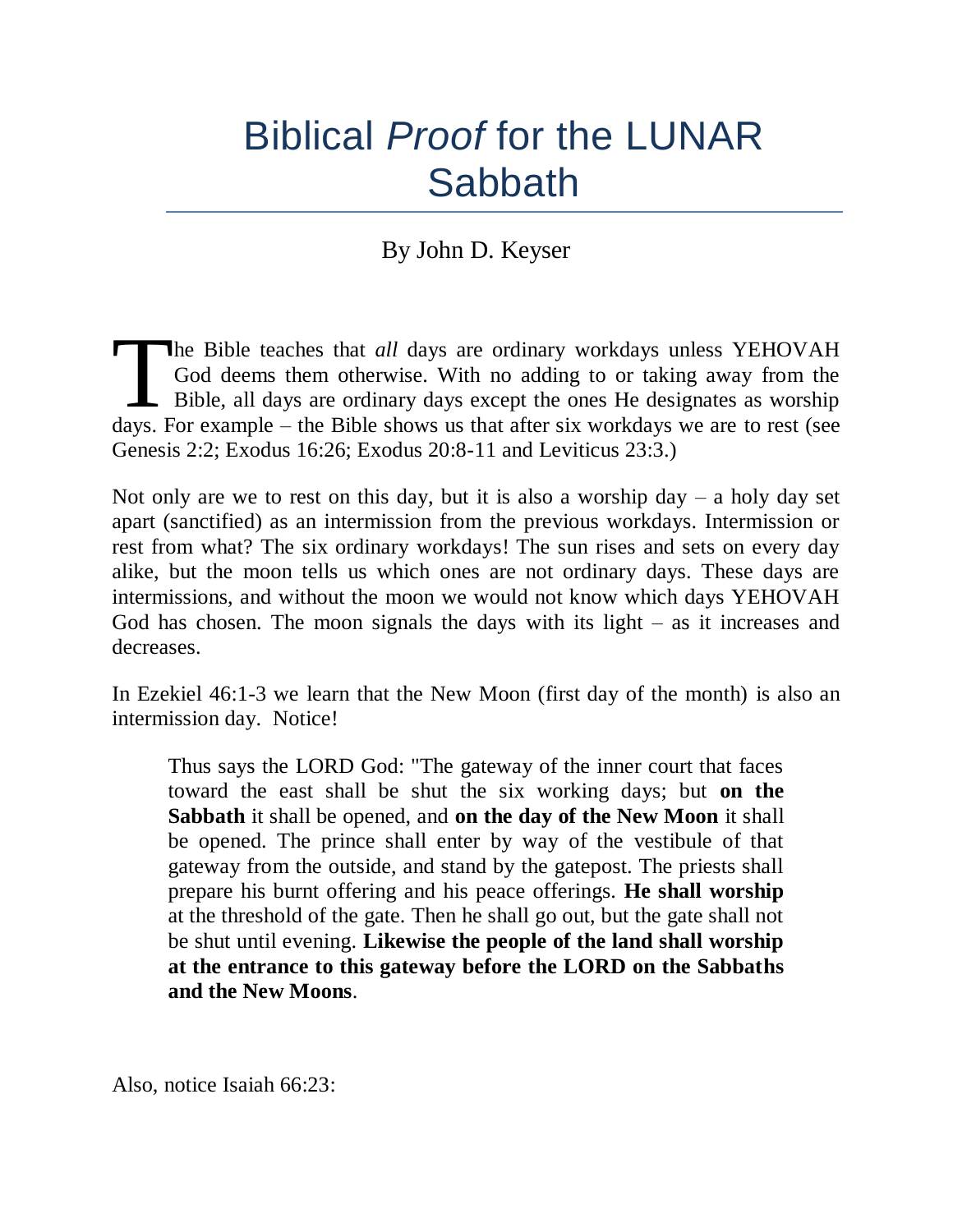# Biblical *Proof* for the LUNAR Sabbath

By John D. Keyser

The Bible teaches that *all* days are ordinary workdays unless YEHOVAH God deems them otherwise. With no adding to or taking away from the Bible, all days are ordinary days except the ones He designates as worship days. For example – the Bible shows us that after six workdays we are to rest (see Genesis 2:2; Exodus 16:26; Exodus 20:8-11 and Leviticus 23:3.)

Not only are we to rest on this day, but it is also a worship day – a holy day set apart (sanctified) as an intermission from the previous workdays. Intermission or rest from what? The six ordinary workdays! The sun rises and sets on every day alike, but the moon tells us which ones are not ordinary days. These days are intermissions, and without the moon we would not know which days YEHOVAH God has chosen. The moon signals the days with its light – as it increases and decreases.

In Ezekiel 46:1-3 we learn that the New Moon (first day of the month) is also an intermission day. Notice!

> Thus says the LORD God: "The gateway of the inner court that faces toward the east shall be shut the six working days; but **on the Sabbath** it shall be opened, and **on the day of the New Moon** it shall be opened. The prince shall enter by way of the vestibule of that gateway from the outside, and stand by the gatepost. The priests shall prepare his burnt offering and his peace offerings. **He shall worship** at the threshold of the gate. Then he shall go out, but the gate shall not be shut until evening. **Likewise the people of the land shall worship at the entrance to this gateway before the LORD on the Sabbaths and the New Moons**.

Also, notice Isaiah 66:23: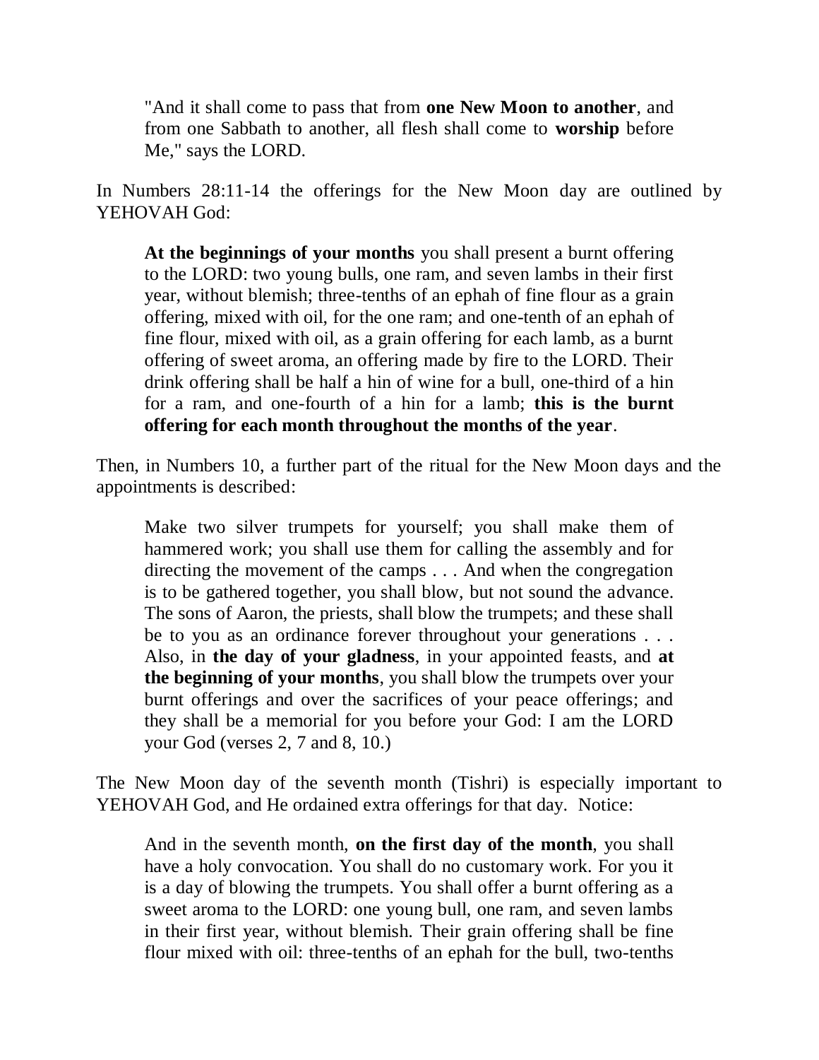> "And it shall come to pass that from **one New Moon to another**, and from one Sabbath to another, all flesh shall come to **worship** before Me," says the LORD.

In Numbers 28:11-14 the offerings for the New Moon day are outlined by YEHOVAH God:

> **At the beginnings of your months** you shall present a burnt offering to the LORD: two young bulls, one ram, and seven lambs in their first year, without blemish; three-tenths of an ephah of fine flour as a grain offering, mixed with oil, for the one ram; and one-tenth of an ephah of fine flour, mixed with oil, as a grain offering for each lamb, as a burnt offering of sweet aroma, an offering made by fire to the LORD. Their drink offering shall be half a hin of wine for a bull, one-third of a hin for a ram, and one-fourth of a hin for a lamb; **this is the burnt offering for each month throughout the months of the year**.

Then, in Numbers 10, a further part of the ritual for the New Moon days and the appointments is described:

> Make two silver trumpets for yourself; you shall make them of hammered work; you shall use them for calling the assembly and for directing the movement of the camps . . . And when the congregation is to be gathered together, you shall blow, but not sound the advance. The sons of Aaron, the priests, shall blow the trumpets; and these shall be to you as an ordinance forever throughout your generations . . . Also, in **the day of your gladness**, in your appointed feasts, and **at the beginning of your months**, you shall blow the trumpets over your burnt offerings and over the sacrifices of your peace offerings; and they shall be a memorial for you before your God: I am the LORD your God (verses 2, 7 and 8, 10.)

The New Moon day of the seventh month (Tishri) is especially important to YEHOVAH God, and He ordained extra offerings for that day. Notice:

> And in the seventh month, **on the first day of the month**, you shall have a holy convocation. You shall do no customary work. For you it is a day of blowing the trumpets. You shall offer a burnt offering as a sweet aroma to the LORD: one young bull, one ram, and seven lambs in their first year, without blemish. Their grain offering shall be fine flour mixed with oil: three-tenths of an ephah for the bull, two-tenths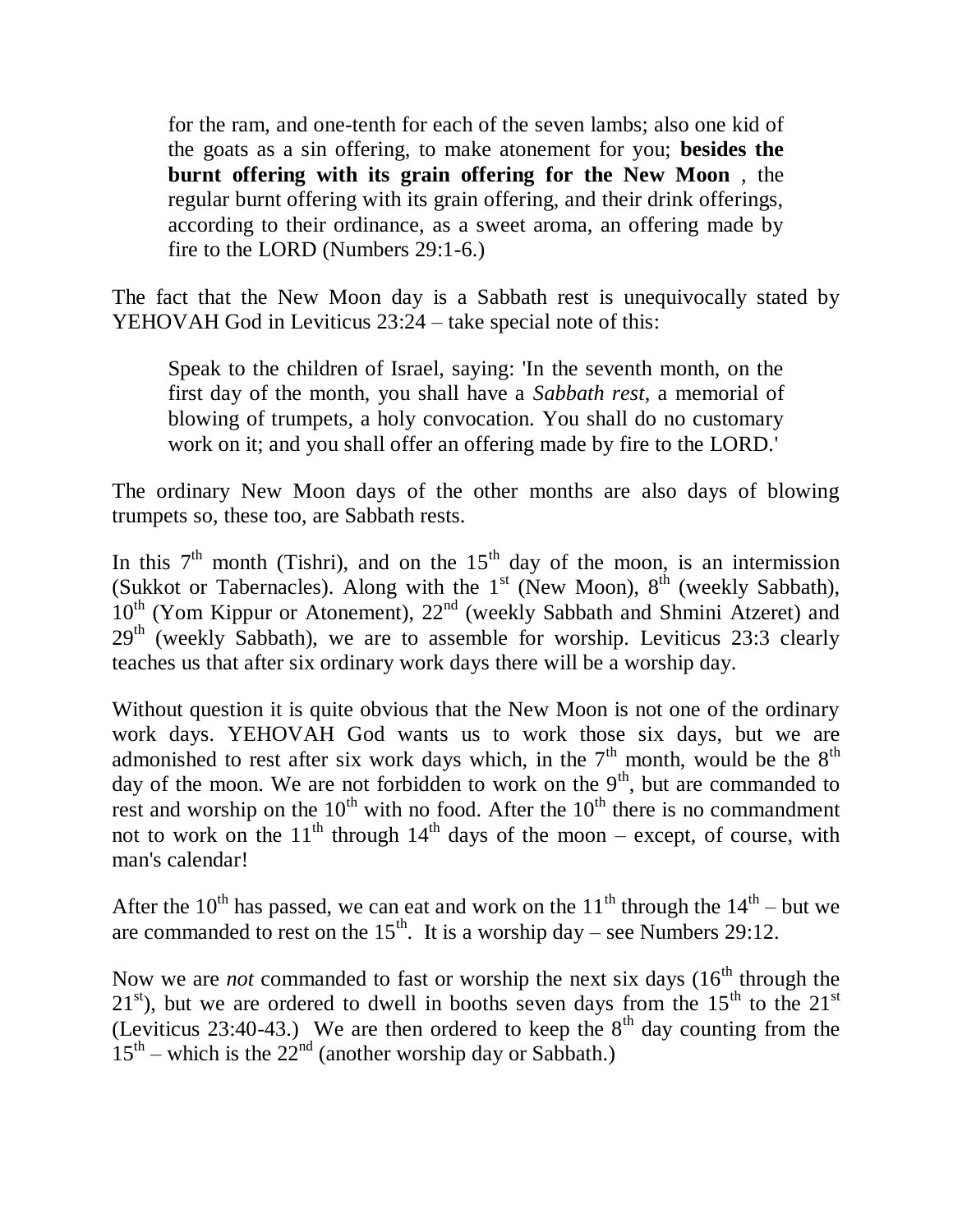> for the ram, and one-tenth for each of the seven lambs; also one kid of the goats as a sin offering, to make atonement for you; **besides the burnt offering with its grain offering for the New Moon** , the regular burnt offering with its grain offering, and their drink offerings, according to their ordinance, as a sweet aroma, an offering made by fire to the LORD (Numbers 29:1-6.)

The fact that the New Moon day is a Sabbath rest is unequivocally stated by YEHOVAH God in Leviticus 23:24 – take special note of this:

> Speak to the children of Israel, saying: 'In the seventh month, on the first day of the month, you shall have a *Sabbath rest*, a memorial of blowing of trumpets, a holy convocation. You shall do no customary work on it; and you shall offer an offering made by fire to the LORD.'

The ordinary New Moon days of the other months are also days of blowing trumpets so, these too, are Sabbath rests.

In this 7th month (Tishri), and on the 15th day of the moon, is an intermission (Sukkot or Tabernacles). Along with the 1st (New Moon), 8th (weekly Sabbath), 10th (Yom Kippur or Atonement), 22nd (weekly Sabbath and Shmini Atzeret) and 29th (weekly Sabbath), we are to assemble for worship. Leviticus 23:3 clearly teaches us that after six ordinary work days there will be a worship day.

Without question it is quite obvious that the New Moon is not one of the ordinary work days. YEHOVAH God wants us to work those six days, but we are admonished to rest after six work days which, in the 7th month, would be the 8th day of the moon. We are not forbidden to work on the 9th, but are commanded to rest and worship on the 10th with no food. After the 10th there is no commandment not to work on the 11th through 14th days of the moon – except, of course, with man's calendar!

After the 10th has passed, we can eat and work on the 11th through the 14th – but we are commanded to rest on the 15th. It is a worship day – see Numbers 29:12.

Now we are *not* commanded to fast or worship the next six days (16th through the 21st), but we are ordered to dwell in booths seven days from the 15th to the 21st (Leviticus 23:40-43.) We are then ordered to keep the 8th day counting from the 15th – which is the 22nd (another worship day or Sabbath.)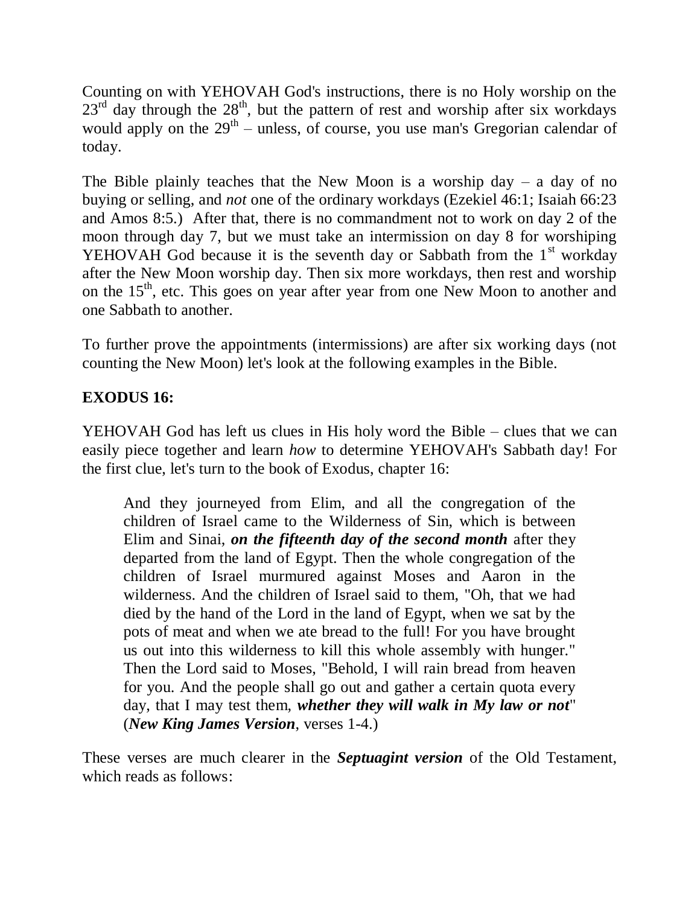Counting on with YEHOVAH God's instructions, there is no Holy worship on the 23rd day through the 28th, but the pattern of rest and worship after six workdays would apply on the 29th – unless, of course, you use man's Gregorian calendar of today.

The Bible plainly teaches that the New Moon is a worship day – a day of no buying or selling, and *not* one of the ordinary workdays (Ezekiel 46:1; Isaiah 66:23 and Amos 8:5.) After that, there is no commandment not to work on day 2 of the moon through day 7, but we must take an intermission on day 8 for worshiping YEHOVAH God because it is the seventh day or Sabbath from the 1st workday after the New Moon worship day. Then six more workdays, then rest and worship on the 15th, etc. This goes on year after year from one New Moon to another and one Sabbath to another.

To further prove the appointments (intermissions) are after six working days (not counting the New Moon) let's look at the following examples in the Bible.

**EXODUS 16:**

YEHOVAH God has left us clues in His holy word the Bible – clues that we can easily piece together and learn *how* to determine YEHOVAH's Sabbath day! For the first clue, let's turn to the book of Exodus, chapter 16:

> And they journeyed from Elim, and all the congregation of the children of Israel came to the Wilderness of Sin, which is between Elim and Sinai, ***on the fifteenth day of the second month*** after they departed from the land of Egypt. Then the whole congregation of the children of Israel murmured against Moses and Aaron in the wilderness. And the children of Israel said to them, "Oh, that we had died by the hand of the Lord in the land of Egypt, when we sat by the pots of meat and when we ate bread to the full! For you have brought us out into this wilderness to kill this whole assembly with hunger." Then the Lord said to Moses, "Behold, I will rain bread from heaven for you. And the people shall go out and gather a certain quota every day, that I may test them, ***whether they will walk in My law or not***" (***New King James Version***, verses 1-4.)

These verses are much clearer in the ***Septuagint version*** of the Old Testament, which reads as follows: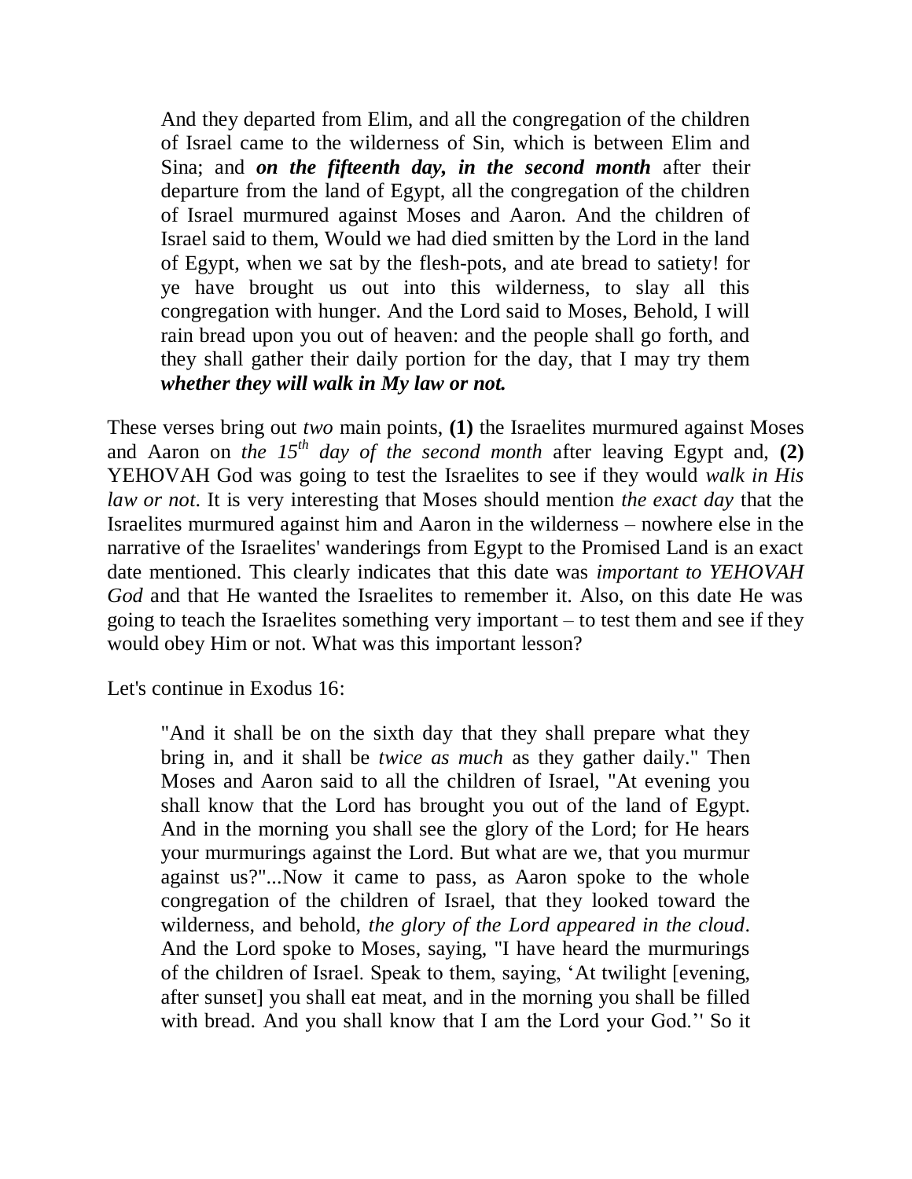> And they departed from Elim, and all the congregation of the children of Israel came to the wilderness of Sin, which is between Elim and Sina; and ***on the fifteenth day, in the second month*** after their departure from the land of Egypt, all the congregation of the children of Israel murmured against Moses and Aaron. And the children of Israel said to them, Would we had died smitten by the Lord in the land of Egypt, when we sat by the flesh-pots, and ate bread to satiety! for ye have brought us out into this wilderness, to slay all this congregation with hunger. And the Lord said to Moses, Behold, I will rain bread upon you out of heaven: and the people shall go forth, and they shall gather their daily portion for the day, that I may try them ***whether they will walk in My law or not.***

These verses bring out *two* main points, **(1)** the Israelites murmured against Moses and Aaron on *the 15th day of the second month* after leaving Egypt and, **(2)** YEHOVAH God was going to test the Israelites to see if they would *walk in His law or not*. It is very interesting that Moses should mention *the exact day* that the Israelites murmured against him and Aaron in the wilderness – nowhere else in the narrative of the Israelites' wanderings from Egypt to the Promised Land is an exact date mentioned. This clearly indicates that this date was *important to YEHOVAH God* and that He wanted the Israelites to remember it. Also, on this date He was going to teach the Israelites something very important – to test them and see if they would obey Him or not. What was this important lesson?

Let's continue in Exodus 16:

> "And it shall be on the sixth day that they shall prepare what they bring in, and it shall be *twice as much* as they gather daily." Then Moses and Aaron said to all the children of Israel, "At evening you shall know that the Lord has brought you out of the land of Egypt. And in the morning you shall see the glory of the Lord; for He hears your murmurings against the Lord. But what are we, that you murmur against us?"...Now it came to pass, as Aaron spoke to the whole congregation of the children of Israel, that they looked toward the wilderness, and behold, *the glory of the Lord appeared in the cloud*. And the Lord spoke to Moses, saying, "I have heard the murmurings of the children of Israel. Speak to them, saying, 'At twilight [evening, after sunset] you shall eat meat, and in the morning you shall be filled with bread. And you shall know that I am the Lord your God.'' So it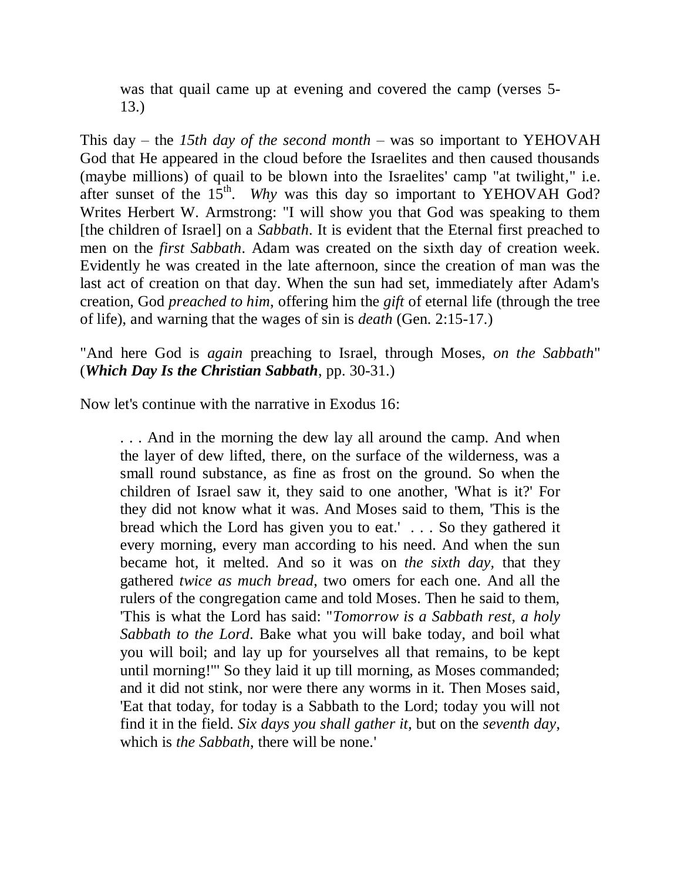> was that quail came up at evening and covered the camp (verses 5-13.)

This day – the *15th day of the second month* – was so important to YEHOVAH God that He appeared in the cloud before the Israelites and then caused thousands (maybe millions) of quail to be blown into the Israelites' camp "at twilight," i.e. after sunset of the 15th. *Why* was this day so important to YEHOVAH God? Writes Herbert W. Armstrong: "I will show you that God was speaking to them [the children of Israel] on a *Sabbath*. It is evident that the Eternal first preached to men on the *first Sabbath*. Adam was created on the sixth day of creation week. Evidently he was created in the late afternoon, since the creation of man was the last act of creation on that day. When the sun had set, immediately after Adam's creation, God *preached to him*, offering him the *gift* of eternal life (through the tree of life), and warning that the wages of sin is *death* (Gen. 2:15-17.)

"And here God is *again* preaching to Israel, through Moses, *on the Sabbath*" (***Which Day Is the Christian Sabbath***, pp. 30-31.)

Now let's continue with the narrative in Exodus 16:

> . . . And in the morning the dew lay all around the camp. And when the layer of dew lifted, there, on the surface of the wilderness, was a small round substance, as fine as frost on the ground. So when the children of Israel saw it, they said to one another, 'What is it?' For they did not know what it was. And Moses said to them, 'This is the bread which the Lord has given you to eat.' . . . So they gathered it every morning, every man according to his need. And when the sun became hot, it melted. And so it was on *the sixth day*, that they gathered *twice as much bread*, two omers for each one. And all the rulers of the congregation came and told Moses. Then he said to them, 'This is what the Lord has said: "*Tomorrow is a Sabbath rest, a holy Sabbath to the Lord*. Bake what you will bake today, and boil what you will boil; and lay up for yourselves all that remains, to be kept until morning!"' So they laid it up till morning, as Moses commanded; and it did not stink, nor were there any worms in it. Then Moses said, 'Eat that today, for today is a Sabbath to the Lord; today you will not find it in the field. *Six days you shall gather it*, but on the *seventh day*, which is *the Sabbath*, there will be none.'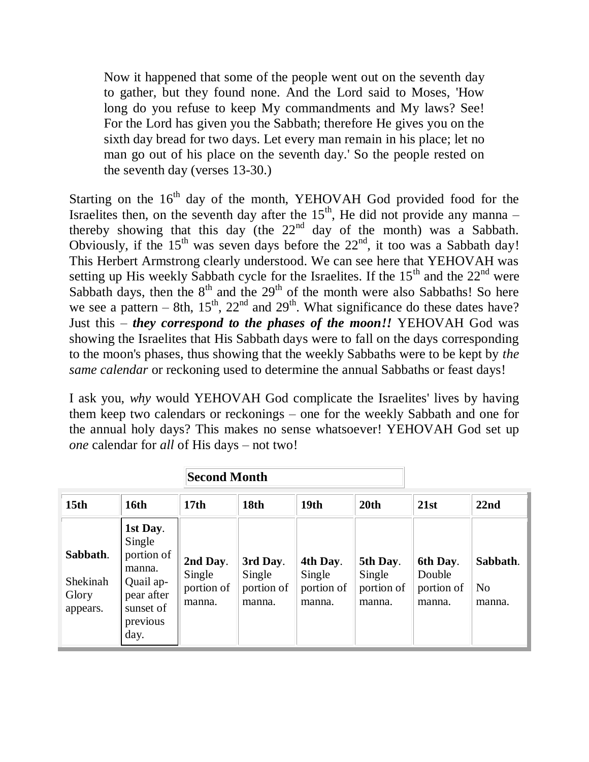> Now it happened that some of the people went out on the seventh day to gather, but they found none. And the Lord said to Moses, 'How long do you refuse to keep My commandments and My laws? See! For the Lord has given you the Sabbath; therefore He gives you on the sixth day bread for two days. Let every man remain in his place; let no man go out of his place on the seventh day.' So the people rested on the seventh day (verses 13-30.)

Starting on the 16th day of the month, YEHOVAH God provided food for the Israelites then, on the seventh day after the 15th, He did not provide any manna – thereby showing that this day (the 22nd day of the month) was a Sabbath. Obviously, if the 15th was seven days before the 22nd, it too was a Sabbath day! This Herbert Armstrong clearly understood. We can see here that YEHOVAH was setting up His weekly Sabbath cycle for the Israelites. If the 15th and the 22nd were Sabbath days, then the 8th and the 29th of the month were also Sabbaths! So here we see a pattern – 8th, 15th, 22nd and 29th. What significance do these dates have? Just this – ***they correspond to the phases of the moon!!*** YEHOVAH God was showing the Israelites that His Sabbath days were to fall on the days corresponding to the moon's phases, thus showing that the weekly Sabbaths were to be kept by *the same calendar* or reckoning used to determine the annual Sabbaths or feast days!

I ask you, *why* would YEHOVAH God complicate the Israelites' lives by having them keep two calendars or reckonings – one for the weekly Sabbath and one for the annual holy days? This makes no sense whatsoever! YEHOVAH God set up *one* calendar for *all* of His days – not two!

**Second Month**

| 15th | 16th | 17th | 18th | 19th | 20th | 21st | 22nd |
|---|---|---|---|---|---|---|---|
| **Sabbath**. Shekinah Glory appears. | **1st Day**. Single portion of manna. Quail appear after sunset of previous day. | **2nd Day**. Single portion of manna. | **3rd Day**. Single portion of manna. | **4th Day**. Single portion of manna. | **5th Day**. Single portion of manna. | **6th Day**. Double portion of manna. | **Sabbath**. No manna. |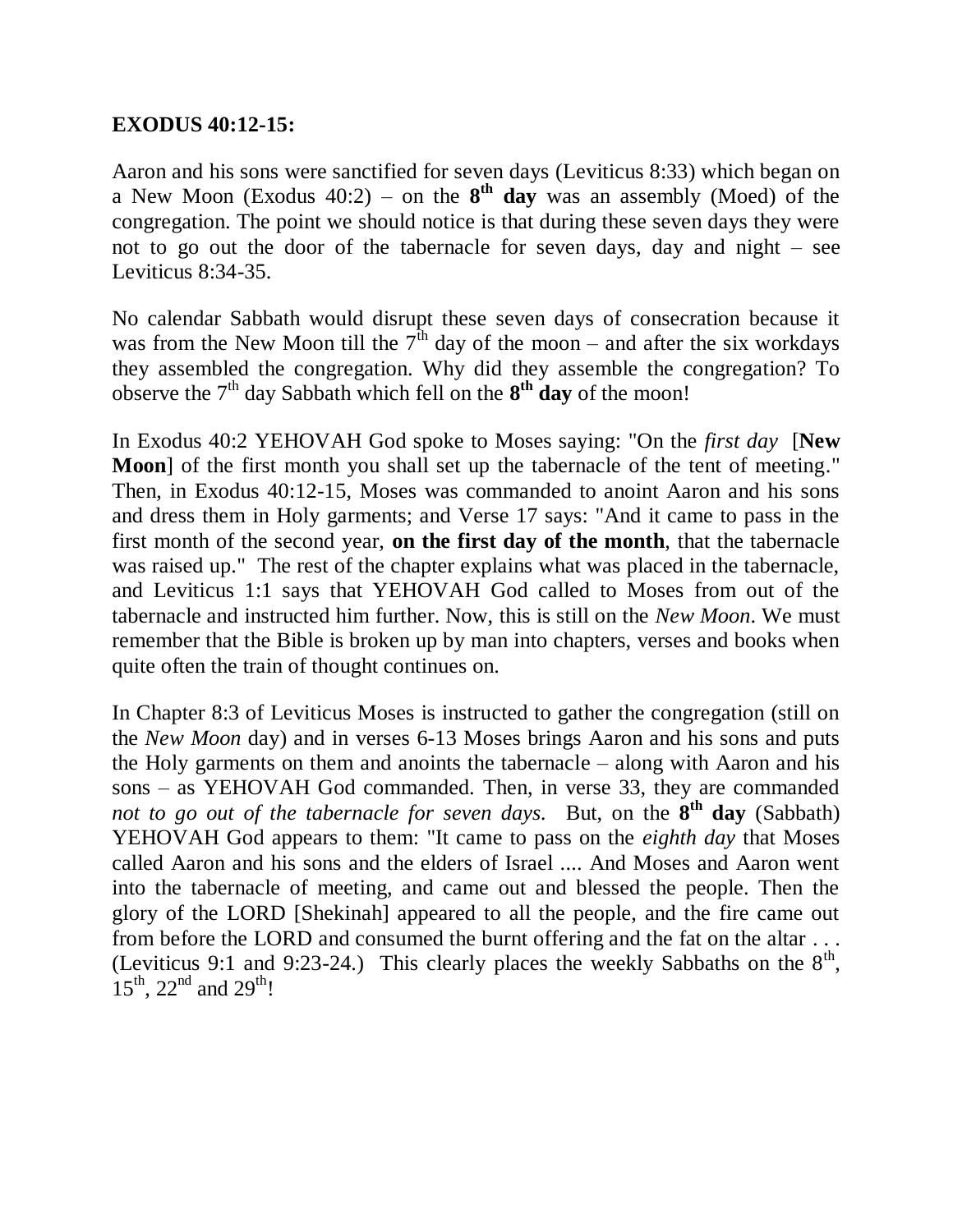**EXODUS 40:12-15:**

Aaron and his sons were sanctified for seven days (Leviticus 8:33) which began on a New Moon (Exodus 40:2) – on the **8th day** was an assembly (Moed) of the congregation. The point we should notice is that during these seven days they were not to go out the door of the tabernacle for seven days, day and night – see Leviticus 8:34-35.

No calendar Sabbath would disrupt these seven days of consecration because it was from the New Moon till the 7th day of the moon – and after the six workdays they assembled the congregation. Why did they assemble the congregation? To observe the 7th day Sabbath which fell on the **8th day** of the moon!

In Exodus 40:2 YEHOVAH God spoke to Moses saying: "On the *first day* [**New Moon**] of the first month you shall set up the tabernacle of the tent of meeting." Then, in Exodus 40:12-15, Moses was commanded to anoint Aaron and his sons and dress them in Holy garments; and Verse 17 says: "And it came to pass in the first month of the second year, **on the first day of the month**, that the tabernacle was raised up." The rest of the chapter explains what was placed in the tabernacle, and Leviticus 1:1 says that YEHOVAH God called to Moses from out of the tabernacle and instructed him further. Now, this is still on the *New Moon*. We must remember that the Bible is broken up by man into chapters, verses and books when quite often the train of thought continues on.

In Chapter 8:3 of Leviticus Moses is instructed to gather the congregation (still on the *New Moon* day) and in verses 6-13 Moses brings Aaron and his sons and puts the Holy garments on them and anoints the tabernacle – along with Aaron and his sons – as YEHOVAH God commanded. Then, in verse 33, they are commanded *not to go out of the tabernacle for seven days.* But, on the **8th day** (Sabbath) YEHOVAH God appears to them: "It came to pass on the *eighth day* that Moses called Aaron and his sons and the elders of Israel .... And Moses and Aaron went into the tabernacle of meeting, and came out and blessed the people. Then the glory of the LORD [Shekinah] appeared to all the people, and the fire came out from before the LORD and consumed the burnt offering and the fat on the altar . . . (Leviticus 9:1 and 9:23-24.) This clearly places the weekly Sabbaths on the 8th, 15th, 22nd and 29th!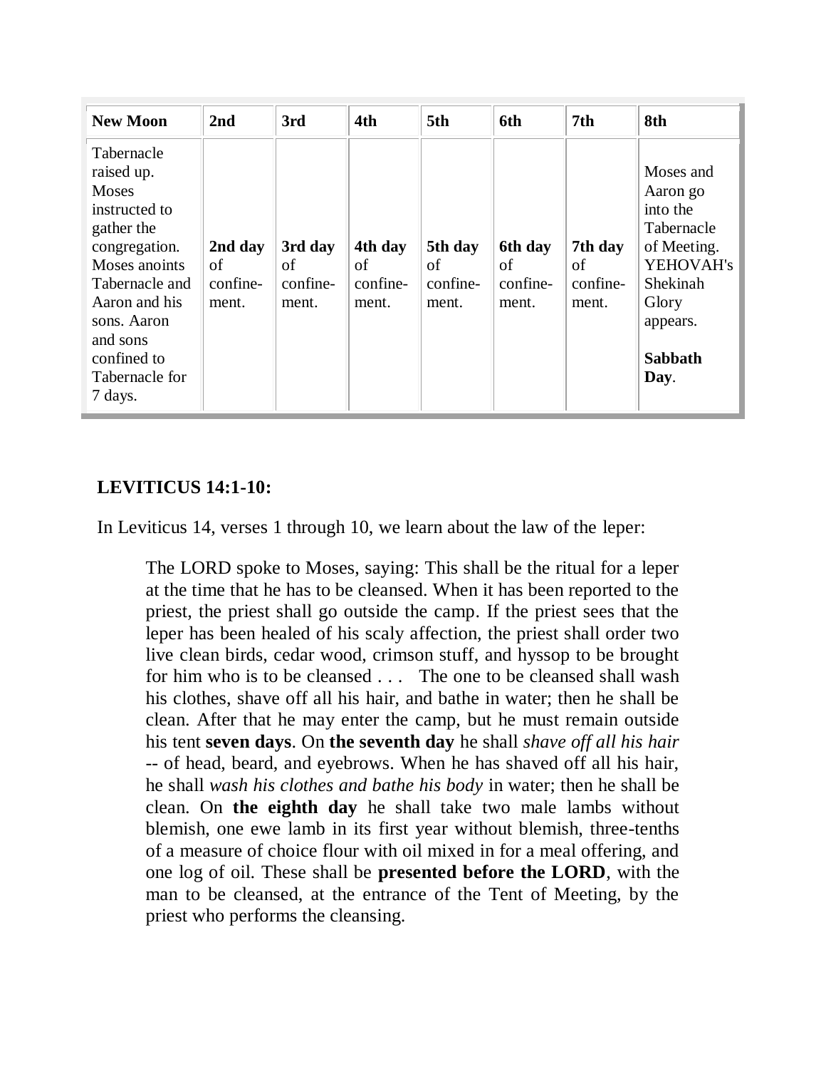| New Moon | 2nd | 3rd | 4th | 5th | 6th | 7th | 8th |
|---|---|---|---|---|---|---|---|
| Tabernacle raised up. Moses instructed to gather the congregation. Moses anoints Tabernacle and Aaron and his sons. Aaron and sons confined to Tabernacle for 7 days. | **2nd day** of confine-ment. | **3rd day** of confine-ment. | **4th day** of confine-ment. | **5th day** of confine-ment. | **6th day** of confine-ment. | **7th day** of confine-ment. | Moses and Aaron go into the Tabernacle of Meeting. YEHOVAH's Shekinah Glory appears. **Sabbath Day**. |

**LEVITICUS 14:1-10:**

In Leviticus 14, verses 1 through 10, we learn about the law of the leper:

> The LORD spoke to Moses, saying: This shall be the ritual for a leper at the time that he has to be cleansed. When it has been reported to the priest, the priest shall go outside the camp. If the priest sees that the leper has been healed of his scaly affection, the priest shall order two live clean birds, cedar wood, crimson stuff, and hyssop to be brought for him who is to be cleansed . . . The one to be cleansed shall wash his clothes, shave off all his hair, and bathe in water; then he shall be clean. After that he may enter the camp, but he must remain outside his tent **seven days**. On **the seventh day** he shall *shave off all his hair* -- of head, beard, and eyebrows. When he has shaved off all his hair, he shall *wash his clothes and bathe his body* in water; then he shall be clean. On **the eighth day** he shall take two male lambs without blemish, one ewe lamb in its first year without blemish, three-tenths of a measure of choice flour with oil mixed in for a meal offering, and one log of oil. These shall be **presented before the LORD**, with the man to be cleansed, at the entrance of the Tent of Meeting, by the priest who performs the cleansing.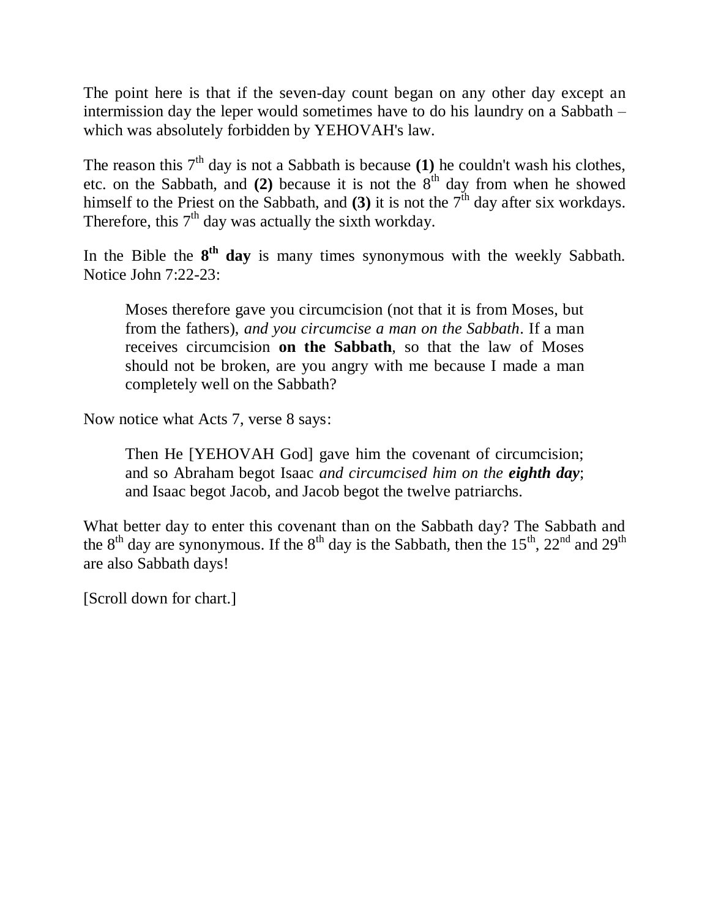The point here is that if the seven-day count began on any other day except an intermission day the leper would sometimes have to do his laundry on a Sabbath – which was absolutely forbidden by YEHOVAH's law.

The reason this 7th day is not a Sabbath is because **(1)** he couldn't wash his clothes, etc. on the Sabbath, and **(2)** because it is not the 8th day from when he showed himself to the Priest on the Sabbath, and **(3)** it is not the 7th day after six workdays. Therefore, this 7th day was actually the sixth workday.

In the Bible the **8th day** is many times synonymous with the weekly Sabbath. Notice John 7:22-23:

> Moses therefore gave you circumcision (not that it is from Moses, but from the fathers), *and you circumcise a man on the Sabbath*. If a man receives circumcision **on the Sabbath**, so that the law of Moses should not be broken, are you angry with me because I made a man completely well on the Sabbath?

Now notice what Acts 7, verse 8 says:

> Then He [YEHOVAH God] gave him the covenant of circumcision; and so Abraham begot Isaac *and circumcised him on the* ***eighth day***; and Isaac begot Jacob, and Jacob begot the twelve patriarchs.

What better day to enter this covenant than on the Sabbath day? The Sabbath and the 8th day are synonymous. If the 8th day is the Sabbath, then the 15th, 22nd and 29th are also Sabbath days!

[Scroll down for chart.]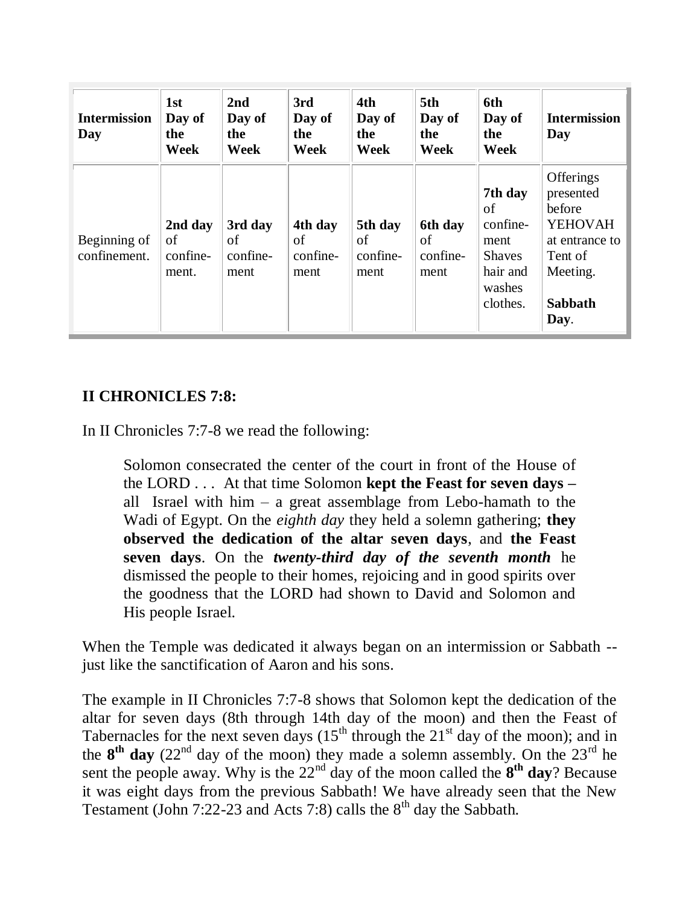| **Intermission Day** | **1st Day of the Week** | **2nd Day of the Week** | **3rd Day of the Week** | **4th Day of the Week** | **5th Day of the Week** | **6th Day of the Week** | **Intermission Day** |
|---|---|---|---|---|---|---|---|
| Beginning of confinement. | **2nd day** of confine-ment. | **3rd day** of confine-ment | **4th day** of confine-ment | **5th day** of confine-ment | **6th day** of confine-ment | **7th day** of confine-ment Shaves hair and washes clothes. | Offerings presented before YEHOVAH at entrance to Tent of Meeting. **Sabbath Day**. |

## II CHRONICLES 7:8:

In II Chronicles 7:7-8 we read the following:

> Solomon consecrated the center of the court in front of the House of the LORD . . . At that time Solomon **kept the Feast for seven days –** all Israel with him – a great assemblage from Lebo-hamath to the Wadi of Egypt. On the *eighth day* they held a solemn gathering; **they observed the dedication of the altar seven days**, and **the Feast seven days**. On the ***twenty-third day of the seventh month*** he dismissed the people to their homes, rejoicing and in good spirits over the goodness that the LORD had shown to David and Solomon and His people Israel.

When the Temple was dedicated it always began on an intermission or Sabbath -- just like the sanctification of Aaron and his sons.

The example in II Chronicles 7:7-8 shows that Solomon kept the dedication of the altar for seven days (8th through 14th day of the moon) and then the Feast of Tabernacles for the next seven days (15th through the 21st day of the moon); and in the **8th day** (22nd day of the moon) they made a solemn assembly. On the 23rd he sent the people away. Why is the 22nd day of the moon called the **8th day**? Because it was eight days from the previous Sabbath! We have already seen that the New Testament (John 7:22-23 and Acts 7:8) calls the 8th day the Sabbath.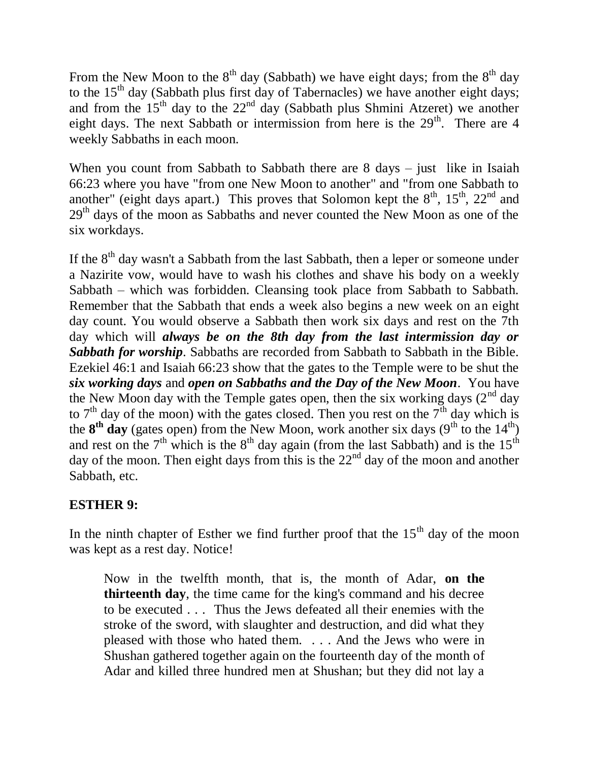From the New Moon to the 8th day (Sabbath) we have eight days; from the 8th day to the 15th day (Sabbath plus first day of Tabernacles) we have another eight days; and from the 15th day to the 22nd day (Sabbath plus Shmini Atzeret) we another eight days. The next Sabbath or intermission from here is the 29th. There are 4 weekly Sabbaths in each moon.

When you count from Sabbath to Sabbath there are 8 days – just like in Isaiah 66:23 where you have "from one New Moon to another" and "from one Sabbath to another" (eight days apart.) This proves that Solomon kept the 8th, 15th, 22nd and 29th days of the moon as Sabbaths and never counted the New Moon as one of the six workdays.

If the 8th day wasn't a Sabbath from the last Sabbath, then a leper or someone under a Nazirite vow, would have to wash his clothes and shave his body on a weekly Sabbath – which was forbidden. Cleansing took place from Sabbath to Sabbath. Remember that the Sabbath that ends a week also begins a new week on an eight day count. You would observe a Sabbath then work six days and rest on the 7th day which will ***always be on the 8th day from the last intermission day or Sabbath for worship***. Sabbaths are recorded from Sabbath to Sabbath in the Bible. Ezekiel 46:1 and Isaiah 66:23 show that the gates to the Temple were to be shut the ***six working days*** and ***open on Sabbaths and the Day of the New Moon***. You have the New Moon day with the Temple gates open, then the six working days (2nd day to 7th day of the moon) with the gates closed. Then you rest on the 7th day which is the **8th day** (gates open) from the New Moon, work another six days (9th to the 14th) and rest on the 7th which is the 8th day again (from the last Sabbath) and is the 15th day of the moon. Then eight days from this is the 22nd day of the moon and another Sabbath, etc.

## ESTHER 9:

In the ninth chapter of Esther we find further proof that the 15th day of the moon was kept as a rest day. Notice!

> Now in the twelfth month, that is, the month of Adar, **on the thirteenth day**, the time came for the king's command and his decree to be executed . . . Thus the Jews defeated all their enemies with the stroke of the sword, with slaughter and destruction, and did what they pleased with those who hated them. . . . And the Jews who were in Shushan gathered together again on the fourteenth day of the month of Adar and killed three hundred men at Shushan; but they did not lay a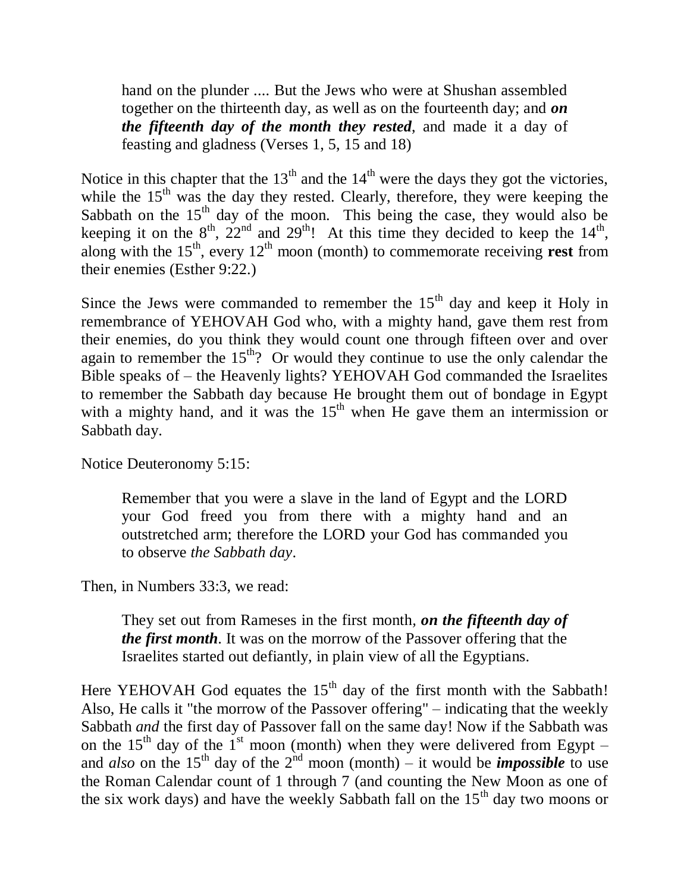> hand on the plunder .... But the Jews who were at Shushan assembled together on the thirteenth day, as well as on the fourteenth day; and ***on the fifteenth day of the month they rested***, and made it a day of feasting and gladness (Verses 1, 5, 15 and 18)

Notice in this chapter that the 13th and the 14th were the days they got the victories, while the 15th was the day they rested. Clearly, therefore, they were keeping the Sabbath on the 15th day of the moon. This being the case, they would also be keeping it on the 8th, 22nd and 29th! At this time they decided to keep the 14th, along with the 15th, every 12th moon (month) to commemorate receiving **rest** from their enemies (Esther 9:22.)

Since the Jews were commanded to remember the 15th day and keep it Holy in remembrance of YEHOVAH God who, with a mighty hand, gave them rest from their enemies, do you think they would count one through fifteen over and over again to remember the 15th? Or would they continue to use the only calendar the Bible speaks of – the Heavenly lights? YEHOVAH God commanded the Israelites to remember the Sabbath day because He brought them out of bondage in Egypt with a mighty hand, and it was the 15th when He gave them an intermission or Sabbath day.

Notice Deuteronomy 5:15:

> Remember that you were a slave in the land of Egypt and the LORD your God freed you from there with a mighty hand and an outstretched arm; therefore the LORD your God has commanded you to observe *the Sabbath day*.

Then, in Numbers 33:3, we read:

> They set out from Rameses in the first month, ***on the fifteenth day of the first month***. It was on the morrow of the Passover offering that the Israelites started out defiantly, in plain view of all the Egyptians.

Here YEHOVAH God equates the 15th day of the first month with the Sabbath! Also, He calls it "the morrow of the Passover offering" – indicating that the weekly Sabbath *and* the first day of Passover fall on the same day! Now if the Sabbath was on the 15th day of the 1st moon (month) when they were delivered from Egypt – and *also* on the 15th day of the 2nd moon (month) – it would be ***impossible*** to use the Roman Calendar count of 1 through 7 (and counting the New Moon as one of the six work days) and have the weekly Sabbath fall on the 15th day two moons or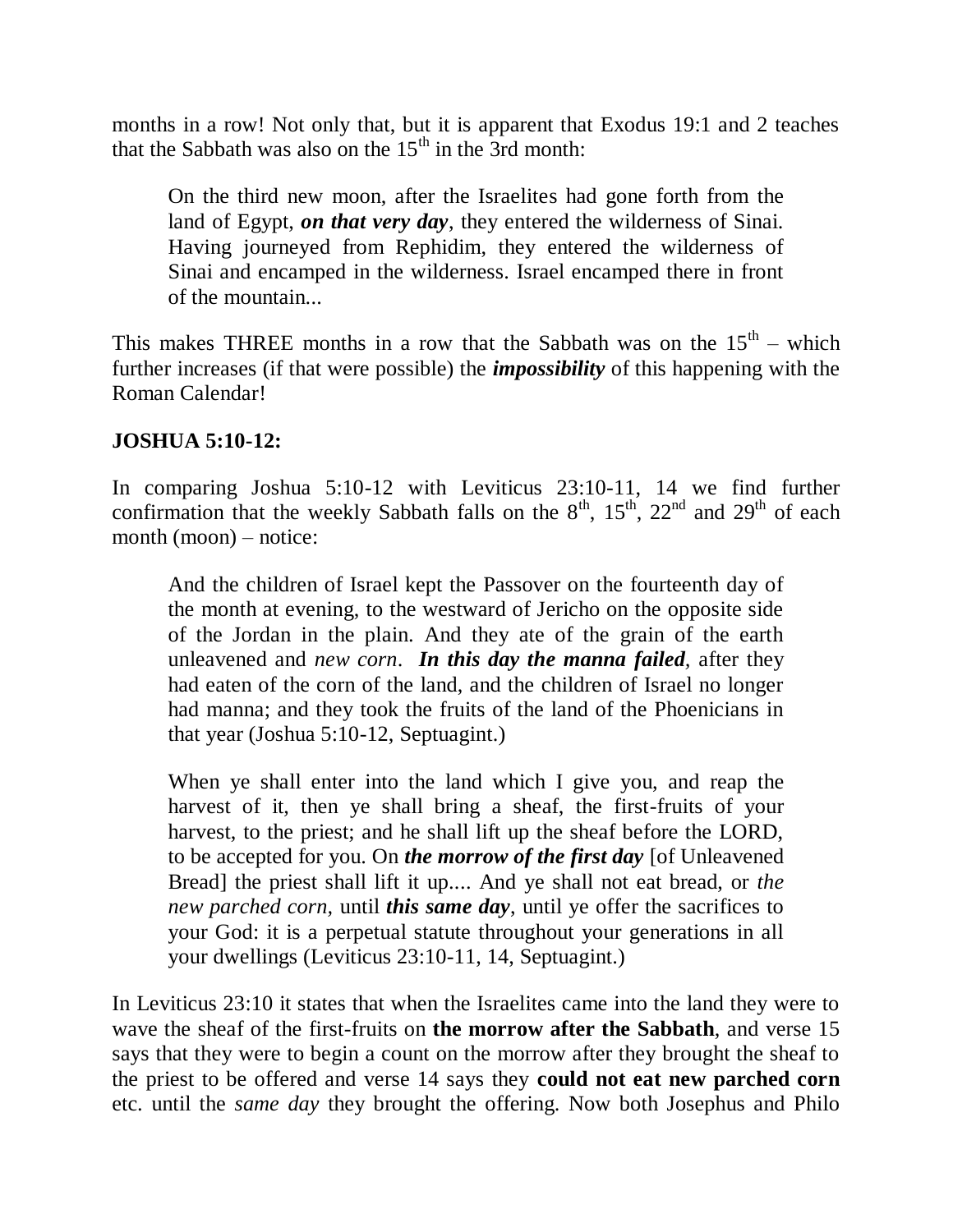months in a row! Not only that, but it is apparent that Exodus 19:1 and 2 teaches that the Sabbath was also on the 15th in the 3rd month:

> On the third new moon, after the Israelites had gone forth from the land of Egypt, ***on that very day***, they entered the wilderness of Sinai. Having journeyed from Rephidim, they entered the wilderness of Sinai and encamped in the wilderness. Israel encamped there in front of the mountain...

This makes THREE months in a row that the Sabbath was on the 15th – which further increases (if that were possible) the ***impossibility*** of this happening with the Roman Calendar!

**JOSHUA 5:10-12:**

In comparing Joshua 5:10-12 with Leviticus 23:10-11, 14 we find further confirmation that the weekly Sabbath falls on the 8th, 15th, 22nd and 29th of each month (moon) – notice:

> And the children of Israel kept the Passover on the fourteenth day of the month at evening, to the westward of Jericho on the opposite side of the Jordan in the plain. And they ate of the grain of the earth unleavened and *new corn*. ***In this day the manna failed***, after they had eaten of the corn of the land, and the children of Israel no longer had manna; and they took the fruits of the land of the Phoenicians in that year (Joshua 5:10-12, Septuagint.)

> When ye shall enter into the land which I give you, and reap the harvest of it, then ye shall bring a sheaf, the first-fruits of your harvest, to the priest; and he shall lift up the sheaf before the LORD, to be accepted for you. On ***the morrow of the first day*** [of Unleavened Bread] the priest shall lift it up.... And ye shall not eat bread, or *the new parched corn,* until ***this same day***, until ye offer the sacrifices to your God: it is a perpetual statute throughout your generations in all your dwellings (Leviticus 23:10-11, 14, Septuagint.)

In Leviticus 23:10 it states that when the Israelites came into the land they were to wave the sheaf of the first-fruits on **the morrow after the Sabbath**, and verse 15 says that they were to begin a count on the morrow after they brought the sheaf to the priest to be offered and verse 14 says they **could not eat new parched corn** etc. until the *same day* they brought the offering. Now both Josephus and Philo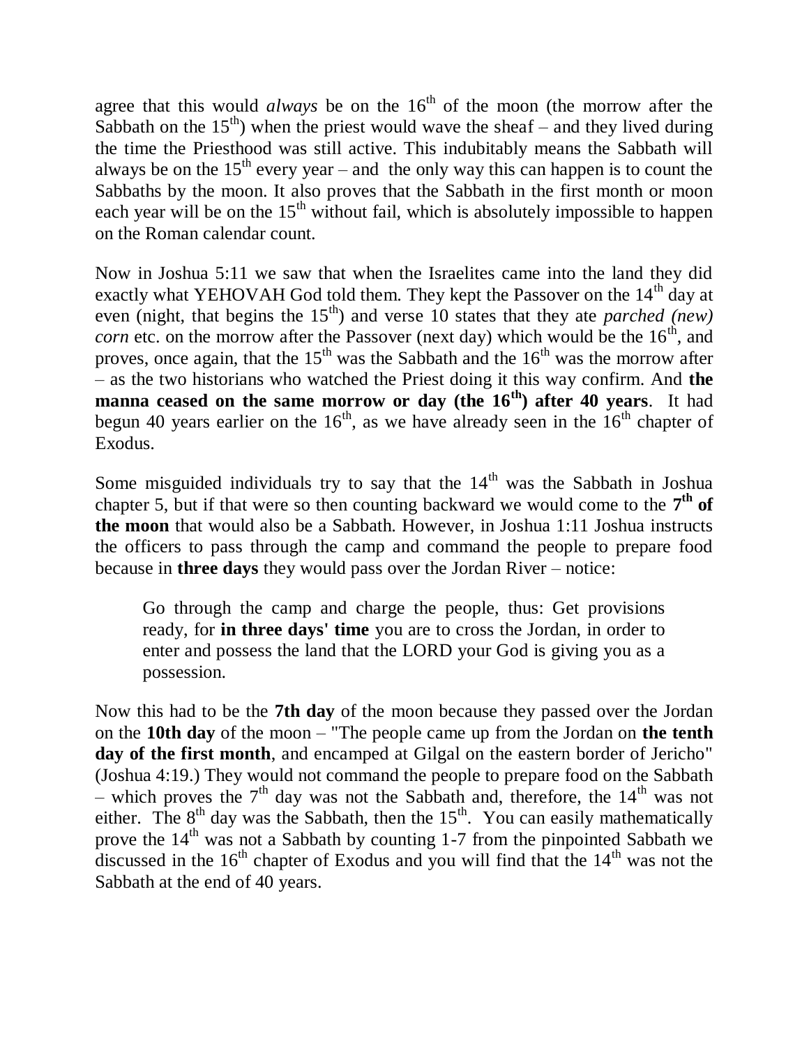agree that this would *always* be on the 16th of the moon (the morrow after the Sabbath on the 15th) when the priest would wave the sheaf – and they lived during the time the Priesthood was still active. This indubitably means the Sabbath will always be on the 15th every year – and the only way this can happen is to count the Sabbaths by the moon. It also proves that the Sabbath in the first month or moon each year will be on the 15th without fail, which is absolutely impossible to happen on the Roman calendar count.

Now in Joshua 5:11 we saw that when the Israelites came into the land they did exactly what YEHOVAH God told them. They kept the Passover on the 14th day at even (night, that begins the 15th) and verse 10 states that they ate *parched (new) corn* etc. on the morrow after the Passover (next day) which would be the 16th, and proves, once again, that the 15th was the Sabbath and the 16th was the morrow after – as the two historians who watched the Priest doing it this way confirm. And **the manna ceased on the same morrow or day (the 16th) after 40 years**. It had begun 40 years earlier on the 16th, as we have already seen in the 16th chapter of Exodus.

Some misguided individuals try to say that the 14th was the Sabbath in Joshua chapter 5, but if that were so then counting backward we would come to the **7th of the moon** that would also be a Sabbath. However, in Joshua 1:11 Joshua instructs the officers to pass through the camp and command the people to prepare food because in **three days** they would pass over the Jordan River – notice:

> Go through the camp and charge the people, thus: Get provisions ready, for **in three days' time** you are to cross the Jordan, in order to enter and possess the land that the LORD your God is giving you as a possession.

Now this had to be the **7th day** of the moon because they passed over the Jordan on the **10th day** of the moon – "The people came up from the Jordan on **the tenth day of the first month**, and encamped at Gilgal on the eastern border of Jericho" (Joshua 4:19.) They would not command the people to prepare food on the Sabbath – which proves the 7th day was not the Sabbath and, therefore, the 14th was not either. The 8th day was the Sabbath, then the 15th. You can easily mathematically prove the 14th was not a Sabbath by counting 1-7 from the pinpointed Sabbath we discussed in the 16th chapter of Exodus and you will find that the 14th was not the Sabbath at the end of 40 years.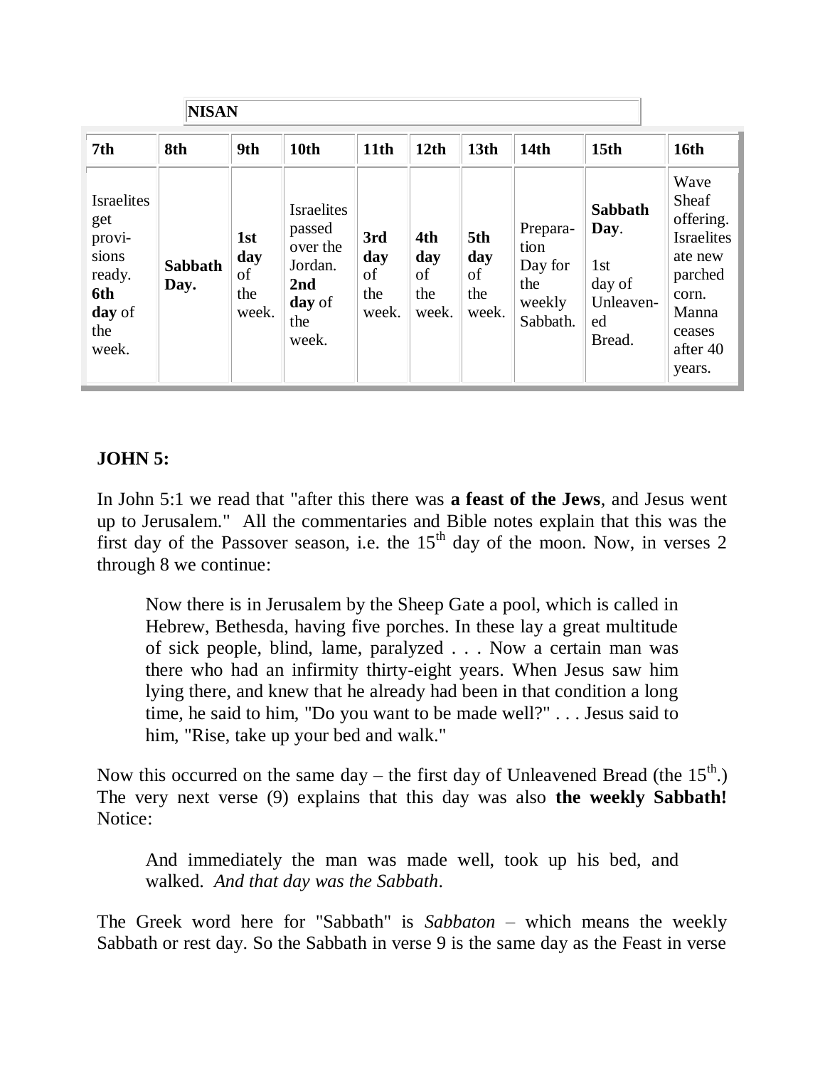| NISAN | | | | | | | | | |
|---|---|---|---|---|---|---|---|---|---|
| **7th** | **8th** | **9th** | **10th** | **11th** | **12th** | **13th** | **14th** | **15th** | **16th** |
| Israelites get provisions ready. **6th day** of the week. | **Sabbath Day.** | **1st day** of the week. | Israelites passed over the Jordan. **2nd day** of the week. | **3rd day** of the week. | **4th day** of the week. | **5th day** of the week. | Preparation Day for the weekly Sabbath. | **Sabbath Day**. 1st day of Unleavened Bread. | Wave Sheaf offering. Israelites ate new parched corn. Manna ceases after 40 years. |

**JOHN 5:**

In John 5:1 we read that "after this there was **a feast of the Jews**, and Jesus went up to Jerusalem." All the commentaries and Bible notes explain that this was the first day of the Passover season, i.e. the 15th day of the moon. Now, in verses 2 through 8 we continue:

> Now there is in Jerusalem by the Sheep Gate a pool, which is called in Hebrew, Bethesda, having five porches. In these lay a great multitude of sick people, blind, lame, paralyzed . . . Now a certain man was there who had an infirmity thirty-eight years. When Jesus saw him lying there, and knew that he already had been in that condition a long time, he said to him, "Do you want to be made well?" . . . Jesus said to him, "Rise, take up your bed and walk."

Now this occurred on the same day – the first day of Unleavened Bread (the 15th.) The very next verse (9) explains that this day was also **the weekly Sabbath!** Notice:

> And immediately the man was made well, took up his bed, and walked. *And that day was the Sabbath*.

The Greek word here for "Sabbath" is *Sabbaton* – which means the weekly Sabbath or rest day. So the Sabbath in verse 9 is the same day as the Feast in verse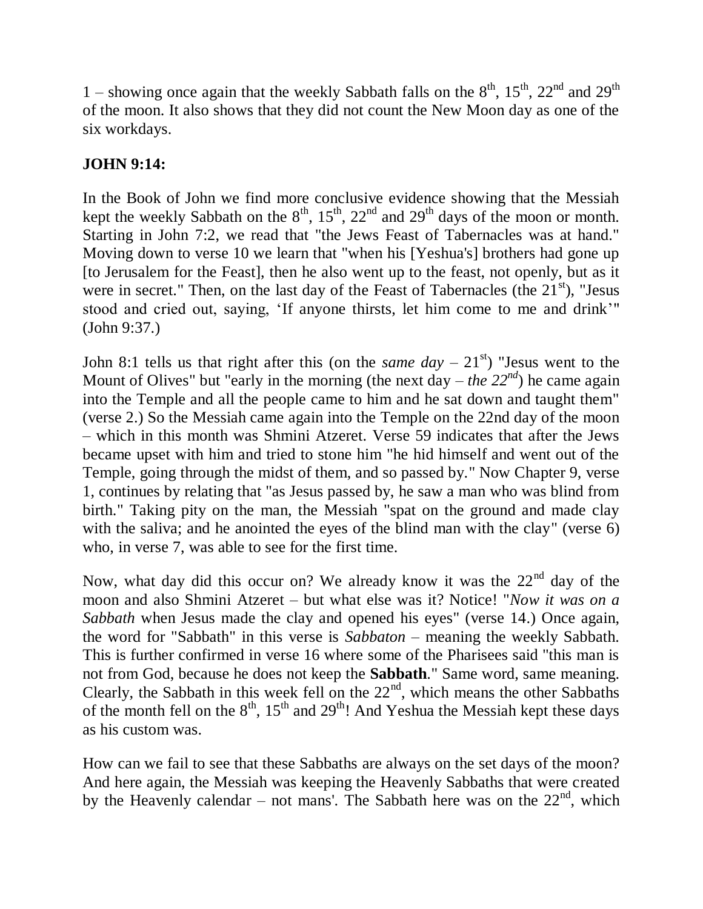1 – showing once again that the weekly Sabbath falls on the 8th, 15th, 22nd and 29th of the moon. It also shows that they did not count the New Moon day as one of the six workdays.

**JOHN 9:14:**

In the Book of John we find more conclusive evidence showing that the Messiah kept the weekly Sabbath on the 8th, 15th, 22nd and 29th days of the moon or month. Starting in John 7:2, we read that "the Jews Feast of Tabernacles was at hand." Moving down to verse 10 we learn that "when his [Yeshua's] brothers had gone up [to Jerusalem for the Feast], then he also went up to the feast, not openly, but as it were in secret." Then, on the last day of the Feast of Tabernacles (the 21st), "Jesus stood and cried out, saying, 'If anyone thirsts, let him come to me and drink'" (John 9:37.)

John 8:1 tells us that right after this (on the *same day* – 21st) "Jesus went to the Mount of Olives" but "early in the morning (the next day – *the 22nd*) he came again into the Temple and all the people came to him and he sat down and taught them" (verse 2.) So the Messiah came again into the Temple on the 22nd day of the moon – which in this month was Shmini Atzeret. Verse 59 indicates that after the Jews became upset with him and tried to stone him "he hid himself and went out of the Temple, going through the midst of them, and so passed by." Now Chapter 9, verse 1, continues by relating that "as Jesus passed by, he saw a man who was blind from birth." Taking pity on the man, the Messiah "spat on the ground and made clay with the saliva; and he anointed the eyes of the blind man with the clay" (verse 6) who, in verse 7, was able to see for the first time.

Now, what day did this occur on? We already know it was the 22nd day of the moon and also Shmini Atzeret – but what else was it? Notice! "*Now it was on a Sabbath* when Jesus made the clay and opened his eyes" (verse 14.) Once again, the word for "Sabbath" in this verse is *Sabbaton* – meaning the weekly Sabbath. This is further confirmed in verse 16 where some of the Pharisees said "this man is not from God, because he does not keep the **Sabbath**." Same word, same meaning. Clearly, the Sabbath in this week fell on the 22nd, which means the other Sabbaths of the month fell on the 8th, 15th and 29th! And Yeshua the Messiah kept these days as his custom was.

How can we fail to see that these Sabbaths are always on the set days of the moon? And here again, the Messiah was keeping the Heavenly Sabbaths that were created by the Heavenly calendar – not mans'. The Sabbath here was on the 22nd, which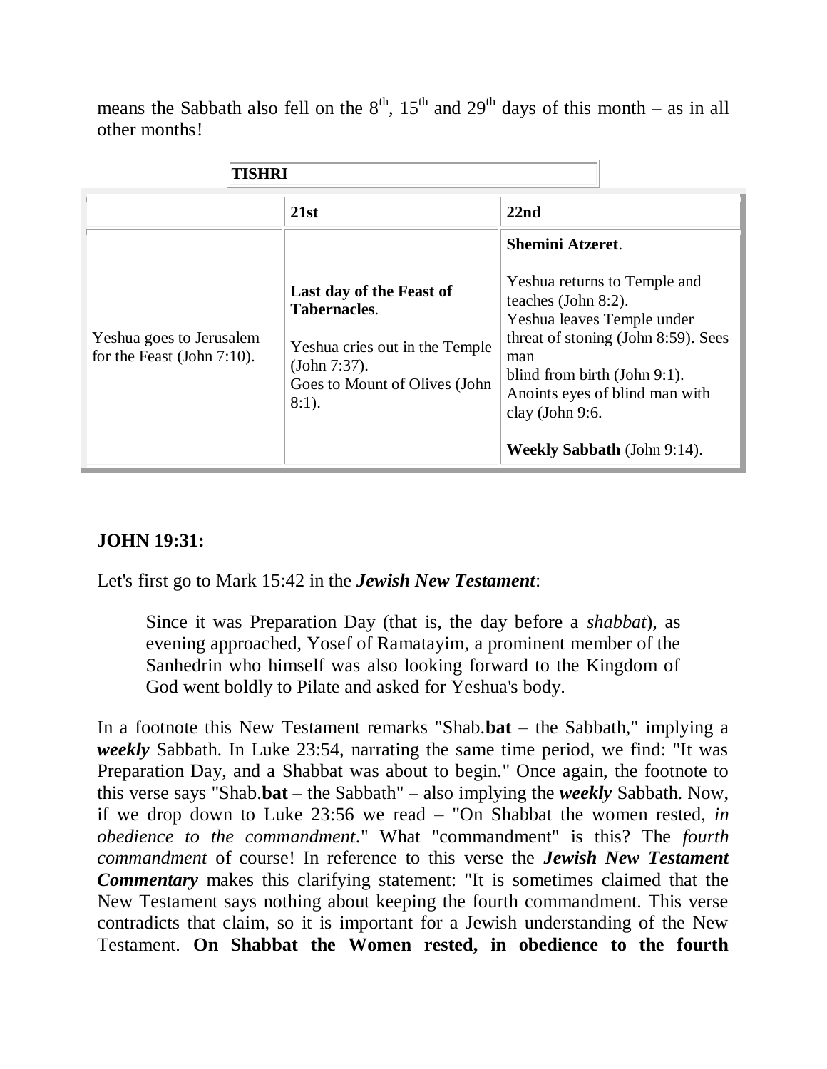means the Sabbath also fell on the 8th, 15th and 29th days of this month – as in all other months!

| TISHRI | | |
|---|---|---|
| | **21st** | **22nd** |
| Yeshua goes to Jerusalem for the Feast (John 7:10). | **Last day of the Feast of Tabernacles**.<br><br>Yeshua cries out in the Temple (John 7:37).<br>Goes to Mount of Olives (John 8:1). | **Shemini Atzeret**.<br><br>Yeshua returns to Temple and teaches (John 8:2).<br>Yeshua leaves Temple under threat of stoning (John 8:59). Sees man<br>blind from birth (John 9:1).<br>Anoints eyes of blind man with clay (John 9:6.<br><br>**Weekly Sabbath** (John 9:14). |

**JOHN 19:31:**

Let's first go to Mark 15:42 in the ***Jewish New Testament***:

> Since it was Preparation Day (that is, the day before a *shabbat*), as evening approached, Yosef of Ramatayim, a prominent member of the Sanhedrin who himself was also looking forward to the Kingdom of God went boldly to Pilate and asked for Yeshua's body.

In a footnote this New Testament remarks "Shab.**bat** – the Sabbath," implying a ***weekly*** Sabbath. In Luke 23:54, narrating the same time period, we find: "It was Preparation Day, and a Shabbat was about to begin." Once again, the footnote to this verse says "Shab.**bat** – the Sabbath" – also implying the ***weekly*** Sabbath. Now, if we drop down to Luke 23:56 we read – "On Shabbat the women rested, *in obedience to the commandment*." What "commandment" is this? The *fourth commandment* of course! In reference to this verse the ***Jewish New Testament Commentary*** makes this clarifying statement: "It is sometimes claimed that the New Testament says nothing about keeping the fourth commandment. This verse contradicts that claim, so it is important for a Jewish understanding of the New Testament. **On Shabbat the Women rested, in obedience to the fourth**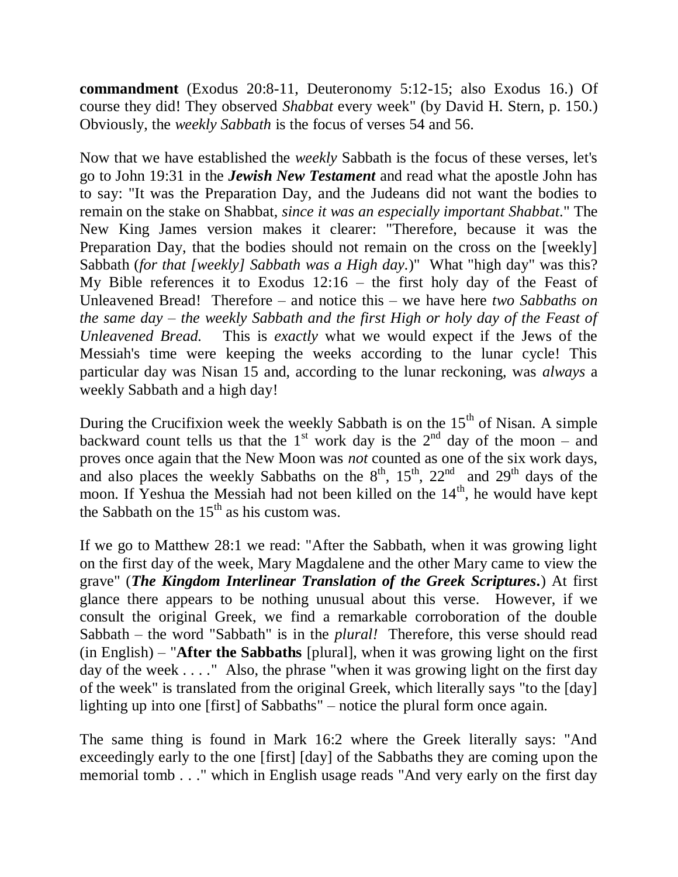**commandment** (Exodus 20:8-11, Deuteronomy 5:12-15; also Exodus 16.) Of course they did! They observed *Shabbat* every week" (by David H. Stern, p. 150.) Obviously, the *weekly Sabbath* is the focus of verses 54 and 56.

Now that we have established the *weekly* Sabbath is the focus of these verses, let's go to John 19:31 in the ***Jewish New Testament*** and read what the apostle John has to say: "It was the Preparation Day, and the Judeans did not want the bodies to remain on the stake on Shabbat, *since it was an especially important Shabbat*." The New King James version makes it clearer: "Therefore, because it was the Preparation Day, that the bodies should not remain on the cross on the [weekly] Sabbath (*for that [weekly] Sabbath was a High day.*)" What "high day" was this? My Bible references it to Exodus 12:16 – the first holy day of the Feast of Unleavened Bread! Therefore – and notice this – we have here *two Sabbaths on the same day – the weekly Sabbath and the first High or holy day of the Feast of Unleavened Bread.* This is *exactly* what we would expect if the Jews of the Messiah's time were keeping the weeks according to the lunar cycle! This particular day was Nisan 15 and, according to the lunar reckoning, was *always* a weekly Sabbath and a high day!

During the Crucifixion week the weekly Sabbath is on the 15th of Nisan. A simple backward count tells us that the 1st work day is the 2nd day of the moon – and proves once again that the New Moon was *not* counted as one of the six work days, and also places the weekly Sabbaths on the 8th, 15th, 22nd and 29th days of the moon. If Yeshua the Messiah had not been killed on the 14th, he would have kept the Sabbath on the 15th as his custom was.

If we go to Matthew 28:1 we read: "After the Sabbath, when it was growing light on the first day of the week, Mary Magdalene and the other Mary came to view the grave" (***The Kingdom Interlinear Translation of the Greek Scriptures*.**) At first glance there appears to be nothing unusual about this verse. However, if we consult the original Greek, we find a remarkable corroboration of the double Sabbath – the word "Sabbath" is in the *plural!* Therefore, this verse should read (in English) – "**After the Sabbaths** [plural], when it was growing light on the first day of the week . . . ." Also, the phrase "when it was growing light on the first day of the week" is translated from the original Greek, which literally says "to the [day] lighting up into one [first] of Sabbaths" – notice the plural form once again.

The same thing is found in Mark 16:2 where the Greek literally says: "And exceedingly early to the one [first] [day] of the Sabbaths they are coming upon the memorial tomb . . ." which in English usage reads "And very early on the first day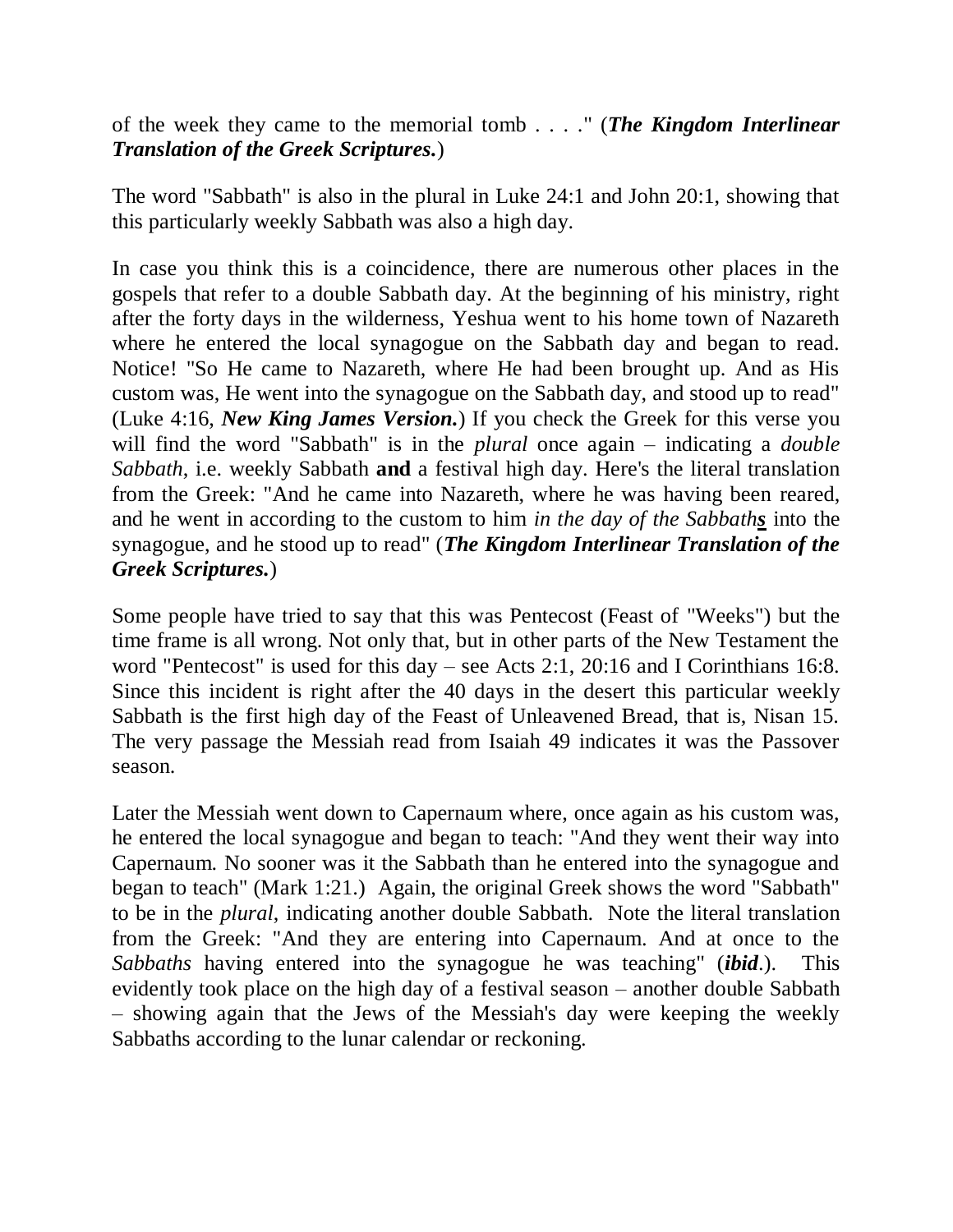of the week they came to the memorial tomb . . . ." (***The Kingdom Interlinear Translation of the Greek Scriptures.***)

The word "Sabbath" is also in the plural in Luke 24:1 and John 20:1, showing that this particularly weekly Sabbath was also a high day.

In case you think this is a coincidence, there are numerous other places in the gospels that refer to a double Sabbath day. At the beginning of his ministry, right after the forty days in the wilderness, Yeshua went to his home town of Nazareth where he entered the local synagogue on the Sabbath day and began to read. Notice! "So He came to Nazareth, where He had been brought up. And as His custom was, He went into the synagogue on the Sabbath day, and stood up to read" (Luke 4:16, ***New King James Version.***) If you check the Greek for this verse you will find the word "Sabbath" is in the *plural* once again – indicating a *double Sabbath*, i.e. weekly Sabbath **and** a festival high day. Here's the literal translation from the Greek: "And he came into Nazareth, where he was having been reared, and he went in according to the custom to him *in the day of the Sabbath**s*** into the synagogue, and he stood up to read" (***The Kingdom Interlinear Translation of the Greek Scriptures.***)

Some people have tried to say that this was Pentecost (Feast of "Weeks") but the time frame is all wrong. Not only that, but in other parts of the New Testament the word "Pentecost" is used for this day – see Acts 2:1, 20:16 and I Corinthians 16:8. Since this incident is right after the 40 days in the desert this particular weekly Sabbath is the first high day of the Feast of Unleavened Bread, that is, Nisan 15. The very passage the Messiah read from Isaiah 49 indicates it was the Passover season.

Later the Messiah went down to Capernaum where, once again as his custom was, he entered the local synagogue and began to teach: "And they went their way into Capernaum. No sooner was it the Sabbath than he entered into the synagogue and began to teach" (Mark 1:21.) Again, the original Greek shows the word "Sabbath" to be in the *plural*, indicating another double Sabbath. Note the literal translation from the Greek: "And they are entering into Capernaum. And at once to the *Sabbaths* having entered into the synagogue he was teaching" (***ibid***.). This evidently took place on the high day of a festival season – another double Sabbath – showing again that the Jews of the Messiah's day were keeping the weekly Sabbaths according to the lunar calendar or reckoning.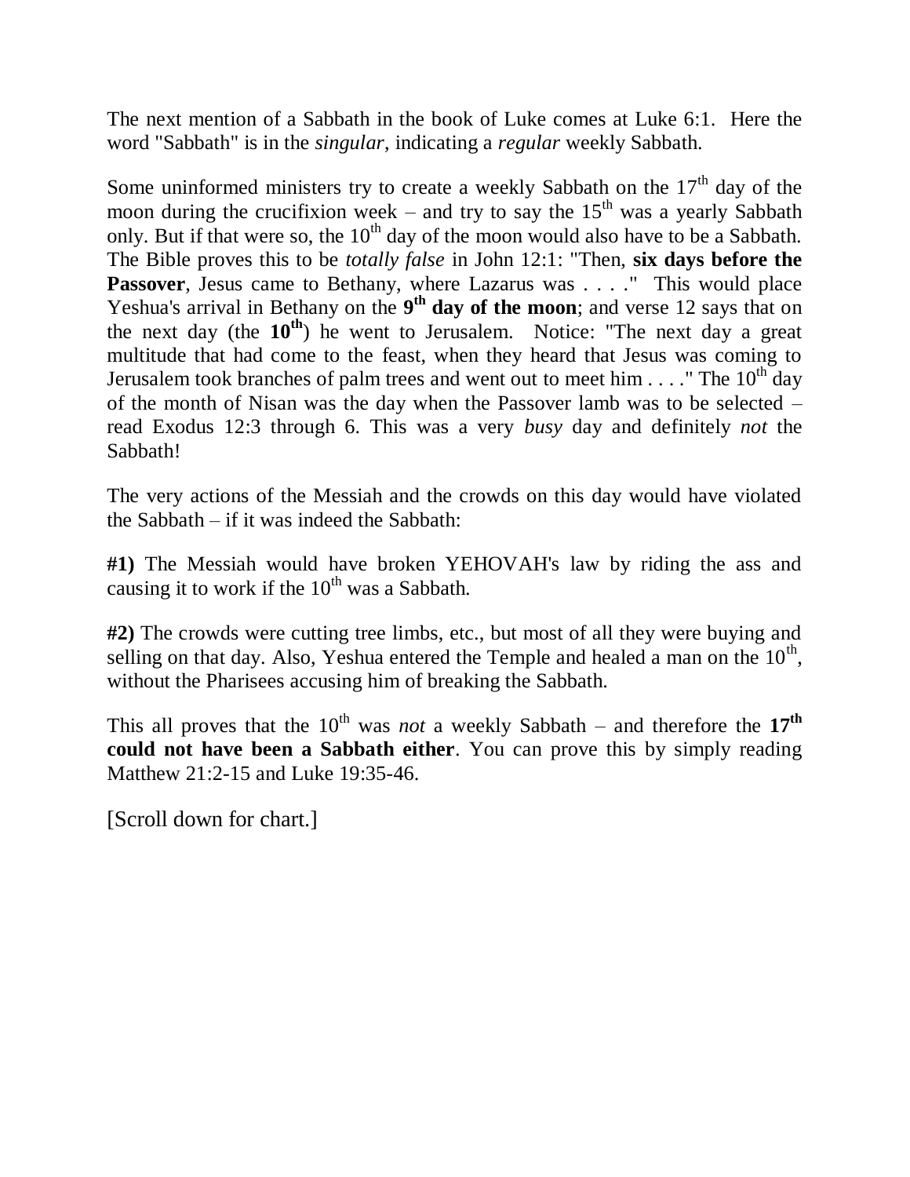The next mention of a Sabbath in the book of Luke comes at Luke 6:1. Here the word "Sabbath" is in the *singular*, indicating a *regular* weekly Sabbath.

Some uninformed ministers try to create a weekly Sabbath on the 17th day of the moon during the crucifixion week – and try to say the 15th was a yearly Sabbath only. But if that were so, the 10th day of the moon would also have to be a Sabbath. The Bible proves this to be *totally false* in John 12:1: "Then, **six days before the Passover**, Jesus came to Bethany, where Lazarus was . . . ." This would place Yeshua's arrival in Bethany on the **9th day of the moon**; and verse 12 says that on the next day (the **10th**) he went to Jerusalem. Notice: "The next day a great multitude that had come to the feast, when they heard that Jesus was coming to Jerusalem took branches of palm trees and went out to meet him . . . ." The 10th day of the month of Nisan was the day when the Passover lamb was to be selected – read Exodus 12:3 through 6. This was a very *busy* day and definitely *not* the Sabbath!

The very actions of the Messiah and the crowds on this day would have violated the Sabbath – if it was indeed the Sabbath:

**#1)** The Messiah would have broken YEHOVAH's law by riding the ass and causing it to work if the 10th was a Sabbath.

**#2)** The crowds were cutting tree limbs, etc., but most of all they were buying and selling on that day. Also, Yeshua entered the Temple and healed a man on the 10th, without the Pharisees accusing him of breaking the Sabbath.

This all proves that the 10th was *not* a weekly Sabbath – and therefore the **17th could not have been a Sabbath either**. You can prove this by simply reading Matthew 21:2-15 and Luke 19:35-46.

[Scroll down for chart.]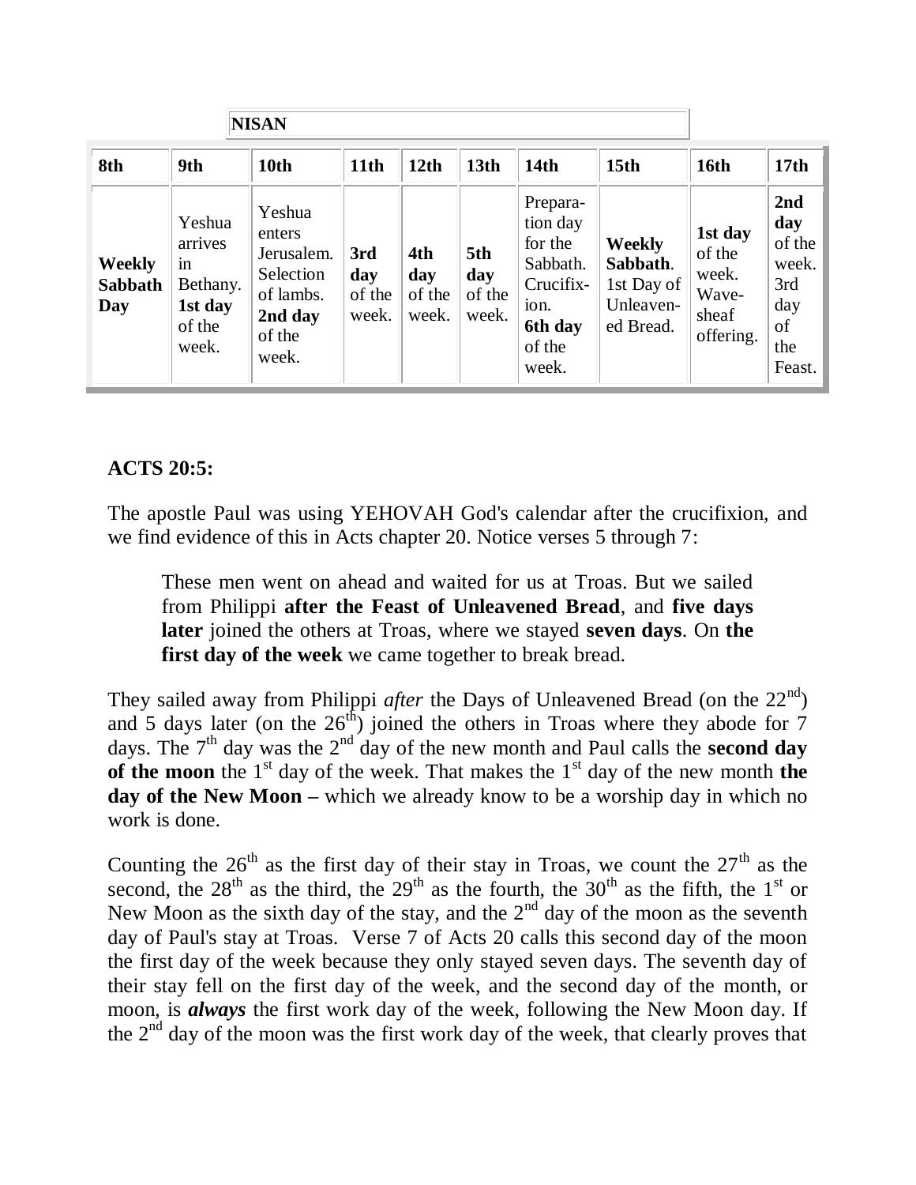| NISAN | | | | | | | | | |
|---|---|---|---|---|---|---|---|---|---|
| **8th** | **9th** | **10th** | **11th** | **12th** | **13th** | **14th** | **15th** | **16th** | **17th** |
| **Weekly Sabbath Day** | Yeshua arrives in Bethany. **1st day** of the week. | Yeshua enters Jerusalem. Selection of lambs. **2nd day** of the week. | **3rd day** of the week. | **4th day** of the week. | **5th day** of the week. | Preparation day for the Sabbath. Crucifixion. **6th day** of the week. | **Weekly Sabbath**. 1st Day of Unleavened Bread. | **1st day** of the week. Wave-sheaf offering. | **2nd day** of the week. 3rd day of the Feast. |

**ACTS 20:5:**

The apostle Paul was using YEHOVAH God's calendar after the crucifixion, and we find evidence of this in Acts chapter 20. Notice verses 5 through 7:

> These men went on ahead and waited for us at Troas. But we sailed from Philippi **after the Feast of Unleavened Bread**, and **five days later** joined the others at Troas, where we stayed **seven days**. On **the first day of the week** we came together to break bread.

They sailed away from Philippi *after* the Days of Unleavened Bread (on the 22nd) and 5 days later (on the 26th) joined the others in Troas where they abode for 7 days. The 7th day was the 2nd day of the new month and Paul calls the **second day of the moon** the 1st day of the week. That makes the 1st day of the new month **the day of the New Moon –** which we already know to be a worship day in which no work is done.

Counting the 26th as the first day of their stay in Troas, we count the 27th as the second, the 28th as the third, the 29th as the fourth, the 30th as the fifth, the 1st or New Moon as the sixth day of the stay, and the 2nd day of the moon as the seventh day of Paul's stay at Troas. Verse 7 of Acts 20 calls this second day of the moon the first day of the week because they only stayed seven days. The seventh day of their stay fell on the first day of the week, and the second day of the month, or moon, is ***always*** the first work day of the week, following the New Moon day. If the 2nd day of the moon was the first work day of the week, that clearly proves that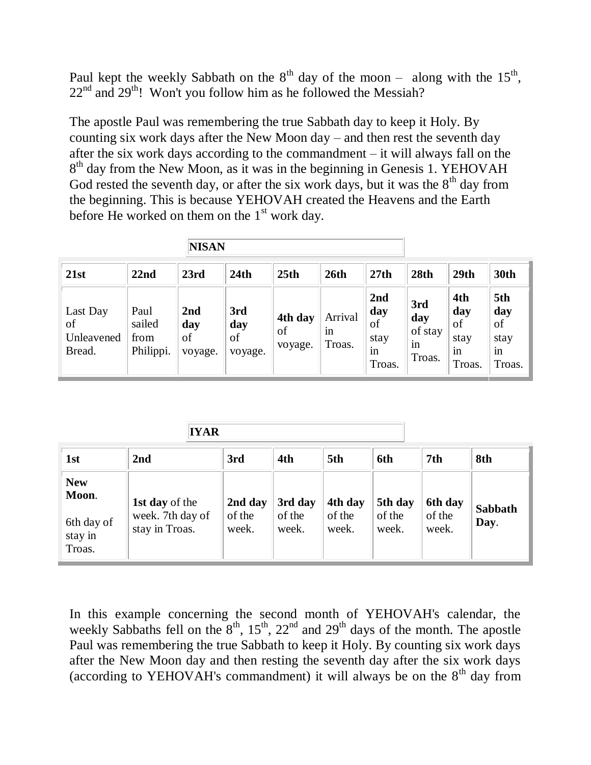Paul kept the weekly Sabbath on the 8th day of the moon – along with the 15th, 22nd and 29th! Won't you follow him as he followed the Messiah?

The apostle Paul was remembering the true Sabbath day to keep it Holy. By counting six work days after the New Moon day – and then rest the seventh day after the six work days according to the commandment – it will always fall on the 8th day from the New Moon, as it was in the beginning in Genesis 1. YEHOVAH God rested the seventh day, or after the six work days, but it was the 8th day from the beginning. This is because YEHOVAH created the Heavens and the Earth before He worked on them on the 1st work day.

**NISAN**

| 21st | 22nd | 23rd | 24th | 25th | 26th | 27th | 28th | 29th | 30th |
|---|---|---|---|---|---|---|---|---|---|
| Last Day of Unleavened Bread. | Paul sailed from Philippi. | **2nd day** of voyage. | **3rd day** of voyage. | **4th day** of voyage. | Arrival in Troas. | **2nd day** of stay in Troas. | **3rd day** of stay in Troas. | **4th day** of stay in Troas. | **5th day** of stay in Troas. |

**IYAR**

| 1st | 2nd | 3rd | 4th | 5th | 6th | 7th | 8th |
|---|---|---|---|---|---|---|---|
| **New Moon**. 6th day of stay in Troas. | **1st day** of the week. 7th day of stay in Troas. | **2nd day** of the week. | **3rd day** of the week. | **4th day** of the week. | **5th day** of the week. | **6th day** of the week. | **Sabbath Day**. |

In this example concerning the second month of YEHOVAH's calendar, the weekly Sabbaths fell on the 8th, 15th, 22nd and 29th days of the month. The apostle Paul was remembering the true Sabbath to keep it Holy. By counting six work days after the New Moon day and then resting the seventh day after the six work days (according to YEHOVAH's commandment) it will always be on the 8th day from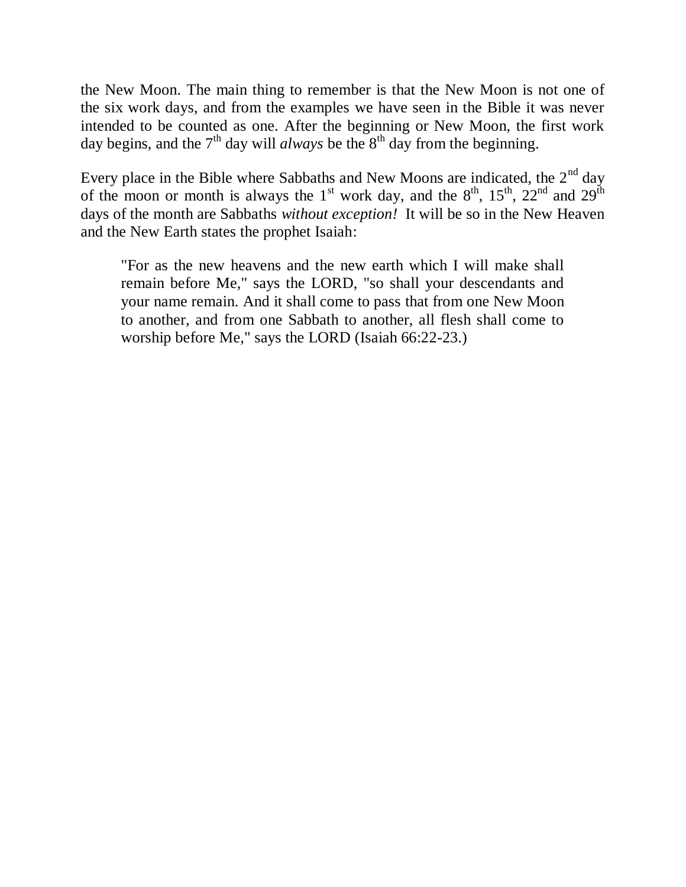the New Moon. The main thing to remember is that the New Moon is not one of the six work days, and from the examples we have seen in the Bible it was never intended to be counted as one. After the beginning or New Moon, the first work day begins, and the 7th day will *always* be the 8th day from the beginning.

Every place in the Bible where Sabbaths and New Moons are indicated, the 2nd day of the moon or month is always the 1st work day, and the 8th, 15th, 22nd and 29th days of the month are Sabbaths *without exception!* It will be so in the New Heaven and the New Earth states the prophet Isaiah:

> "For as the new heavens and the new earth which I will make shall remain before Me," says the LORD, "so shall your descendants and your name remain. And it shall come to pass that from one New Moon to another, and from one Sabbath to another, all flesh shall come to worship before Me," says the LORD (Isaiah 66:22-23.)